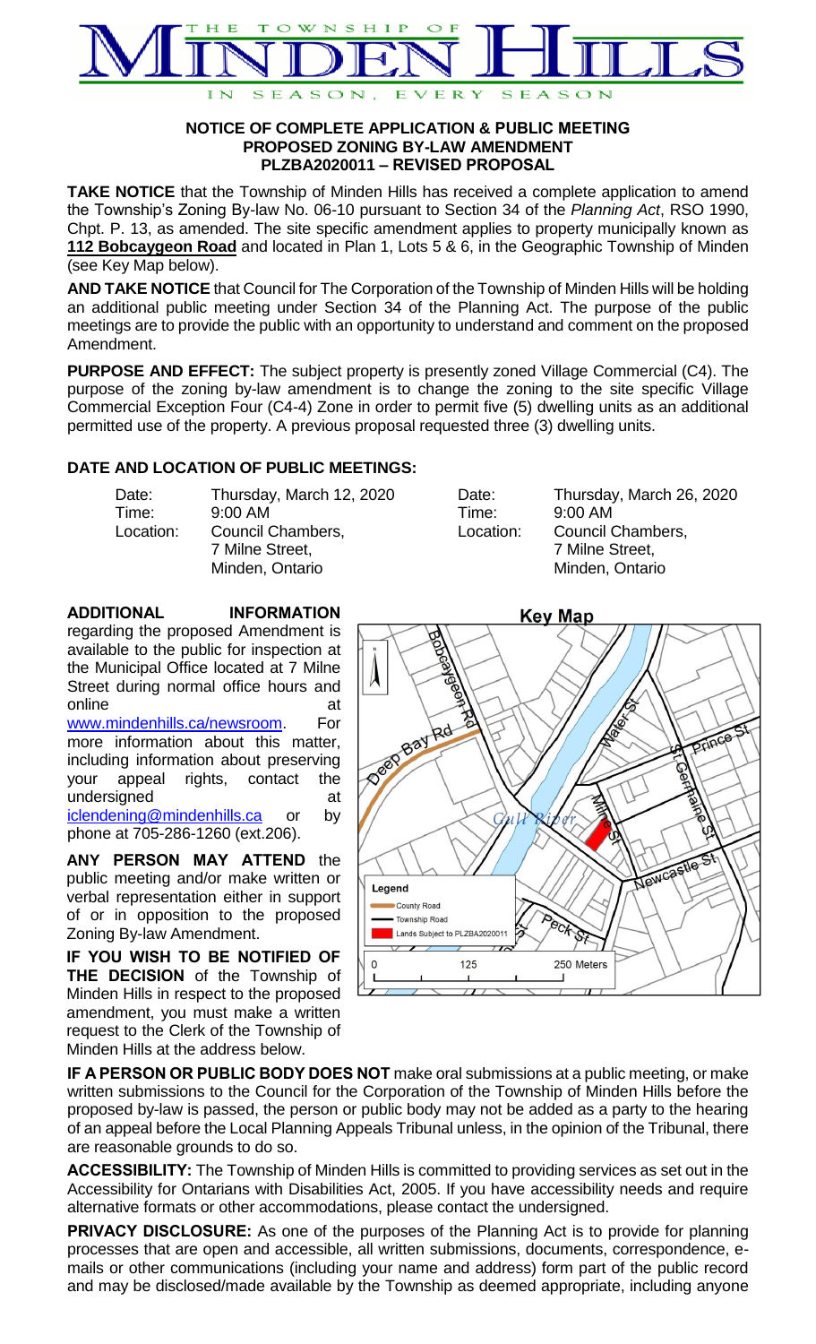THE TOWNSHIP OF MINDEN HILLS

IN SEASON, EVERY SEASON

**NOTICE OF COMPLETE APPLICATION & PUBLIC MEETING**
**PROPOSED ZONING BY-LAW AMENDMENT**
**PLZBA2020011 – REVISED PROPOSAL**

**TAKE NOTICE** that the Township of Minden Hills has received a complete application to amend the Township's Zoning By-law No. 06-10 pursuant to Section 34 of the *Planning Act*, RSO 1990, Chpt. P. 13, as amended. The site specific amendment applies to property municipally known as **112 Bobcaygeon Road** and located in Plan 1, Lots 5 & 6, in the Geographic Township of Minden (see Key Map below).

**AND TAKE NOTICE** that Council for The Corporation of the Township of Minden Hills will be holding an additional public meeting under Section 34 of the Planning Act. The purpose of the public meetings are to provide the public with an opportunity to understand and comment on the proposed Amendment.

**PURPOSE AND EFFECT:** The subject property is presently zoned Village Commercial (C4). The purpose of the zoning by-law amendment is to change the zoning to the site specific Village Commercial Exception Four (C4-4) Zone in order to permit five (5) dwelling units as an additional permitted use of the property. A previous proposal requested three (3) dwelling units.

**DATE AND LOCATION OF PUBLIC MEETINGS:**

| | | | |
|---|---|---|---|
| Date: | Thursday, March 12, 2020 | Date: | Thursday, March 26, 2020 |
| Time: | 9:00 AM | Time: | 9:00 AM |
| Location: | Council Chambers, 7 Milne Street, Minden, Ontario | Location: | Council Chambers, 7 Milne Street, Minden, Ontario |

**ADDITIONAL INFORMATION** regarding the proposed Amendment is available to the public for inspection at the Municipal Office located at 7 Milne Street during normal office hours and online at www.mindenhills.ca/newsroom. For more information about this matter, including information about preserving your appeal rights, contact the undersigned at iclendening@mindenhills.ca or by phone at 705-286-1260 (ext.206).

**ANY PERSON MAY ATTEND** the public meeting and/or make written or verbal representation either in support of or in opposition to the proposed Zoning By-law Amendment.

**IF YOU WISH TO BE NOTIFIED OF THE DECISION** of the Township of Minden Hills in respect to the proposed amendment, you must make a written request to the Clerk of the Township of Minden Hills at the address below.

**Key Map**

Legend
- County Road
- Township Road
- Lands Subject to PLZBA2020011

0 125 250 Meters

**IF A PERSON OR PUBLIC BODY DOES NOT** make oral submissions at a public meeting, or make written submissions to the Council for the Corporation of the Township of Minden Hills before the proposed by-law is passed, the person or public body may not be added as a party to the hearing of an appeal before the Local Planning Appeals Tribunal unless, in the opinion of the Tribunal, there are reasonable grounds to do so.

**ACCESSIBILITY:** The Township of Minden Hills is committed to providing services as set out in the Accessibility for Ontarians with Disabilities Act, 2005. If you have accessibility needs and require alternative formats or other accommodations, please contact the undersigned.

**PRIVACY DISCLOSURE:** As one of the purposes of the Planning Act is to provide for planning processes that are open and accessible, all written submissions, documents, correspondence, e-mails or other communications (including your name and address) form part of the public record and may be disclosed/made available by the Township as deemed appropriate, including anyone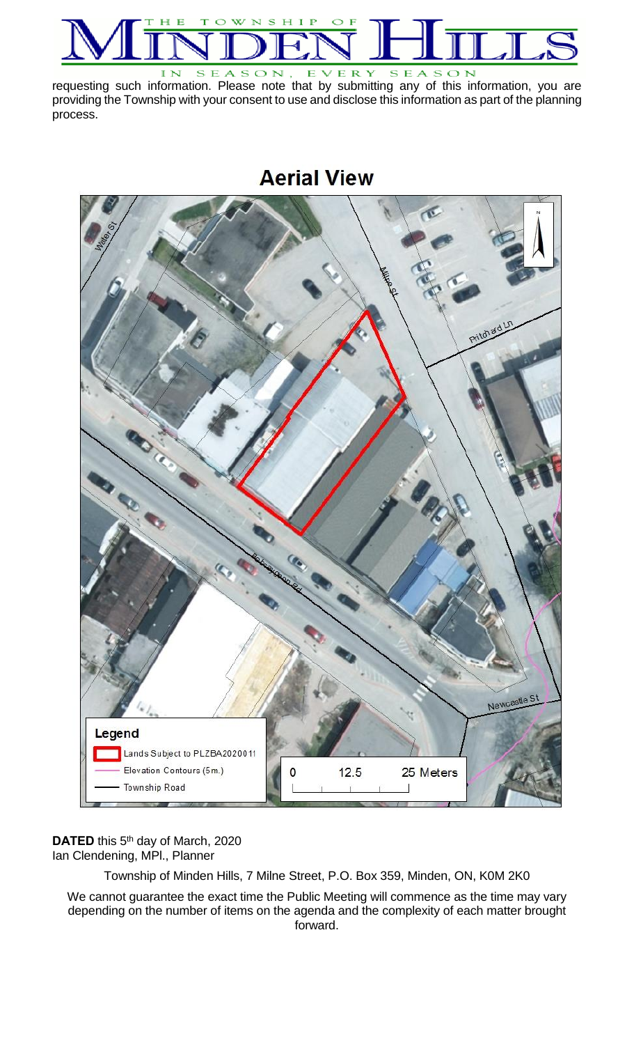requesting such information. Please note that by submitting any of this information, you are providing the Township with your consent to use and disclose this information as part of the planning process.

## Aerial View

**DATED** this 5th day of March, 2020
Ian Clendening, MPl., Planner

Township of Minden Hills, 7 Milne Street, P.O. Box 359, Minden, ON, K0M 2K0

We cannot guarantee the exact time the Public Meeting will commence as the time may vary depending on the number of items on the agenda and the complexity of each matter brought forward.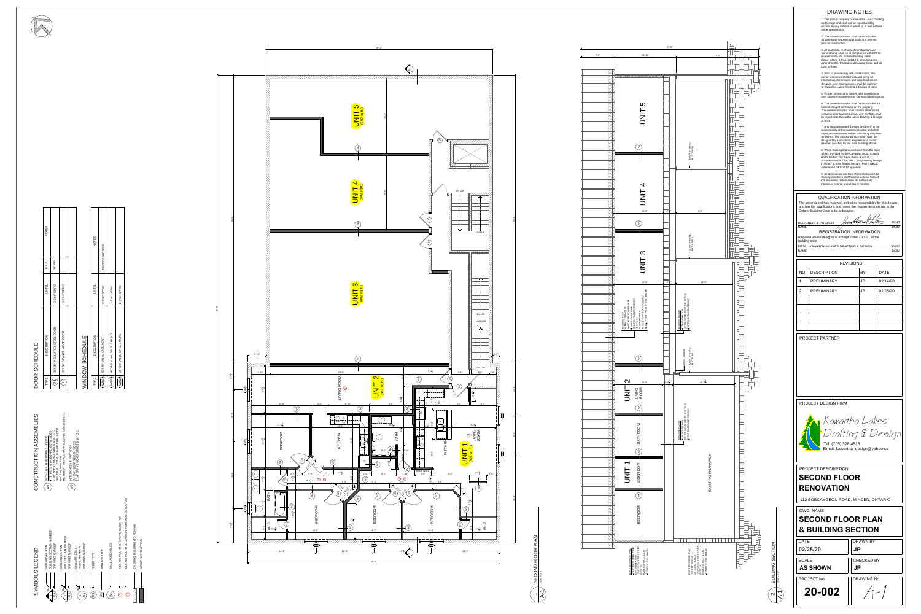## SYMBOLS LEGEND

- SIM AS SECTION / BUILDING SECTION NUMBER / DRAWING NUMBER
- SIM AS SECTION / WALL SECTION NUMBER / DRAWING NUMBER
- SIM AS DETAIL / DETAIL NUMBER / DRAWING NUMBER
- DOOR TYPE
- WINDOW TYPE
- WALL ASSEMBLIES
- CEILING MOUNTED SMOKE DETECTOR
- CEILING MOUNTED CARBON MONOXIDE DETECTOR
- EXISTING BUILDING (TO REMAIN)
- NEW CONSTRUCTION

## CONSTRUCTION ASSEMBLIES

W1 – SUITE TO SUITE PARTITION - 45 MIN:
1 LAYER 1/2" TYPE 'X' GYP. BOARD BOTH SIDES
2"x4" SPF #2 WOOD STUDS @ 16" O.C.
SOUND ATTENUATION MATERIAL - 3 1/2" ROCKWOOL BATTS
RESILIENT METAL CHANNELS ONE SIDE @ 16" O.C.

W2 – INTERIOR PARTITION:
1/2" GYPSUM BOTH SIDES
2"x4" SPF #2 WOOD STUDS @ 16" O.C.

## DOOR SCHEDULE

| TYPE | DESCRIPTION | LINTEL | F.R.R. | NOTES |
|---|---|---|---|---|
| D1 | 30"x80" INSULATED STEEL DOOR | 2-2 1/2" SPF#2 | 20 Min | |
| D2 | 30"x80" 6 PANEL WOOD DOOR | 2-2 1/4" SPF#2 | | |

## WINDOW SCHEDULE

| TYPE | DESCRIPTION | LINTEL | NOTES |
|---|---|---|---|
| WIN1 | 30"x48" VINYL CASEMENT | 2-2"x6" SPF#2 | EGRESS WINDOW |
| WIN2 | 48"x48" VINYL SINGLE HUNG | 2-2"x6" SPF#2 | |
| WIN3 | 36"x36" VINYL SINGLE HUNG | 2-2"x6" SPF#2 | |

UNIT 5 (592 sq.ft.)

UNIT 4 (582 sq.ft.)

UNIT 3 (862 sq.ft.)

UNIT 2 (542 sq.ft.)

UNIT 1 (827 sq.ft.)

LIVING ROOM

KITCHEN

BEDROOM

BATH

W.I.C.

ENCL. W/D

DN / UP

LANDING

42'-2"

52'-6"

1 / A-1 SECOND FLOOR PLAN

UNIT 5

UNIT 4

UNIT 3

UNIT 2 LIVING ROOM

BATHROOM

UNIT 1 CORRIDOR

BEDROOM

EXISTING PHARMACY

2 / A-1 BUILDING SECTION

## DRAWING NOTES

1. This plan is property of Kawartha Lakes Drafting and Design and shall not be reproduced by anyone by any method in whole or in part without written permission.

2. The owner/contractor shall be responsible for getting all required approvals and permits prior to construction.

3. All materials, methods of construction and workmanship shall be in compliance with CMHC requirements, the Ontario Building Code (latest edition 0 Reg. 332/12 & all subsequent amendments), the National Building Code and all local By-laws.

4. Prior to proceeding with construction, the owner contractor shall check and verify all information, dimensions and specifications of this plan. Any discrepancies shall be reported to Kawartha Lakes Drafting & Design at once.

5. Written dimensions always take precedence over scaled measurements. Do not scale drawings.

6. The owner/contractor shall be responsible for correct siting of the house on the property. The owner/contractor shall confirm all required setbacks prior to construction. Any conflicts shall be reported to Kawartha Lakes Drafting & Design at once.

7. Any structure noted "Design by others" is the responsibility of the owner/contractor and shall supply the information while submitting the plans for permit. The structural information shall be designed by a structural engineer or a person deemed qualified by the local building official.

8. Wood framing spans are taken from the span tables provided by the Canadian Wood Council (2009 Edition-The Span Book) & are in accordance with CSA 086.1 "Engineering Design in Wood" (Limits States Design), Part 9 NBCC criteria and OBC 2012 appendix.

9. All dimensions are taken from the face of the framing members and from the exterior face of ICF insulation. Dimensions do not include interior or exterior sheathing or finishes.

## QUALIFICATION INFORMATION

The undersigned has reviewed and takes responsibility for this design and has the qualifications and meets the requirements set out in the Ontario Building Code to be a designer.

| | | |
|---|---|---|
| DESIGNER J. PITCHER | | 33047 |
| NAME | SIGNATURE | BCIN |

## REGISTRATION INFORMATION

Required unless designer is exempt under 2.17.5.1 of the building code

| | |
|---|---|
| FIRM KAWARTHA LAKES DRAFTING & DESIGN | 36422 |
| NAME | BCIN |

## REVISIONS

| NO. | DESCRIPTION | BY | DATE |
|---|---|---|---|
| 1 | PRELIMINARY | JP | 02/14/20 |
| 2 | PRELIMINARY | JP | 02/25/20 |

PROJECT PARTNER

PROJECT DESIGN FIRM

Kawartha Lakes Drafting & Design
Tel: (705) 328-4518
Email: kawartha_design@yahoo.ca

PROJECT DESCRIPTION

**SECOND FLOOR RENOVATION**

112 BOBCAYGEON ROAD, MINDEN, ONTARIO

DWG. NAME

**SECOND FLOOR PLAN & BUILDING SECTION**

| | |
|---|---|
| DATE: **02/25/20** | DRAWN BY: **JP** |
| SCALE: **AS SHOWN** | CHECKED BY: **JP** |
| PROJECT No.: **20-002** | DRAWING No.: **A-1** |